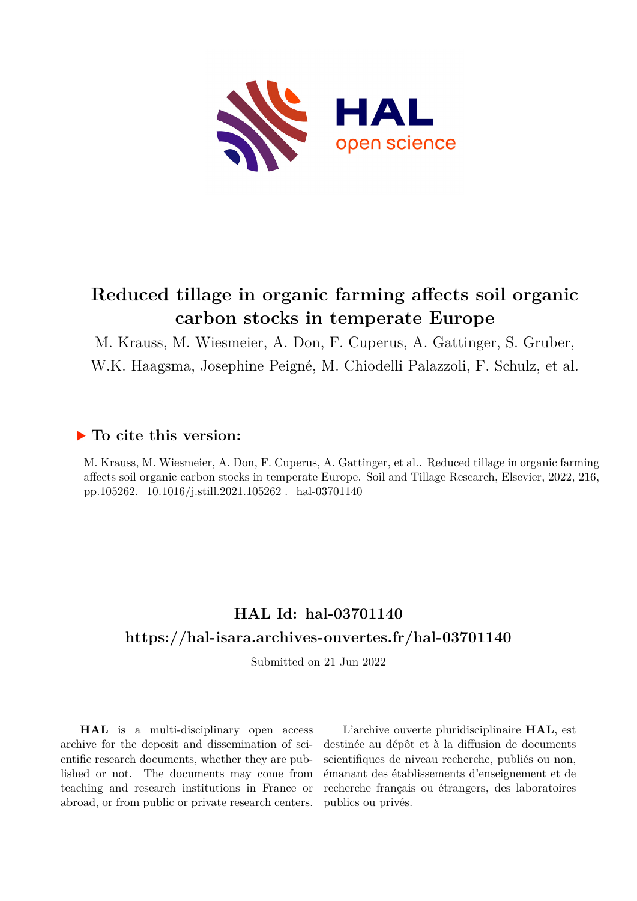# Reduced tillage in organic farming affects soil organic carbon stocks in temperate Europe

M. Krauss, M. Wiesmeier, A. Don, F. Cuperus, A. Gattinger, S. Gruber, W.K. Haagsma, Josephine Peigné, M. Chiodelli Palazzoli, F. Schulz, et al.

## ▶ To cite this version:

M. Krauss, M. Wiesmeier, A. Don, F. Cuperus, A. Gattinger, et al.. Reduced tillage in organic farming affects soil organic carbon stocks in temperate Europe. Soil and Tillage Research, Elsevier, 2022, 216, pp.105262. 10.1016/j.still.2021.105262 . hal-03701140

## HAL Id: hal-03701140

## https://hal-isara.archives-ouvertes.fr/hal-03701140

Submitted on 21 Jun 2022

**HAL** is a multi-disciplinary open access archive for the deposit and dissemination of scientific research documents, whether they are published or not. The documents may come from teaching and research institutions in France or abroad, or from public or private research centers.

L'archive ouverte pluridisciplinaire **HAL**, est destinée au dépôt et à la diffusion de documents scientifiques de niveau recherche, publiés ou non, émanant des établissements d'enseignement et de recherche français ou étrangers, des laboratoires publics ou privés.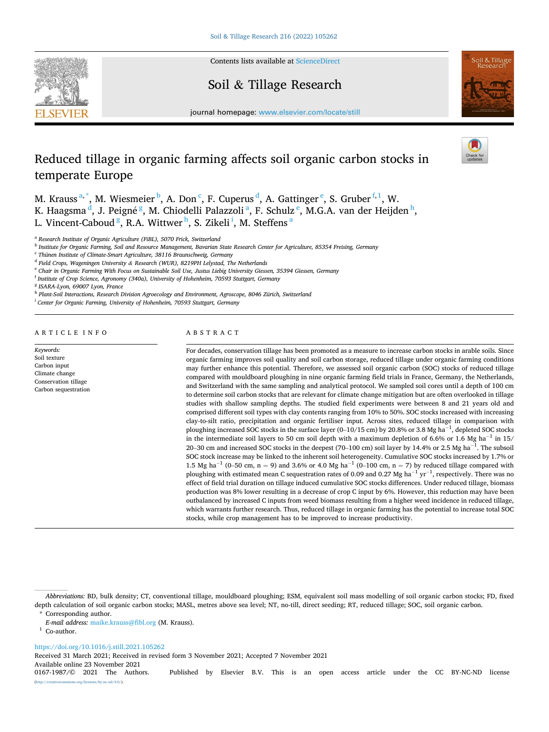# Reduced tillage in organic farming affects soil organic carbon stocks in temperate Europe

M. Krauss[a,*], M. Wiesmeier[b], A. Don[c], F. Cuperus[d], A. Gattinger[e], S. Gruber[f,1], W. K. Haagsma[d], J. Peigné[g], M. Chiodelli Palazzoli[a], F. Schulz[e], M.G.A. van der Heijden[h], L. Vincent-Caboud[g], R.A. Wittwer[h], S. Zikeli[i], M. Steffens[a]

[a] Research Institute of Organic Agriculture (FiBL), 5070 Frick, Switzerland
[b] Institute for Organic Farming, Soil and Resource Management, Bavarian State Research Center for Agriculture, 85354 Freising, Germany
[c] Thünen Institute of Climate-Smart Agriculture, 38116 Braunschweig, Germany
[d] Field Crops, Wageningen University & Research (WUR), 8219PH Lelystad, The Netherlands
[e] Chair in Organic Farming With Focus on Sustainable Soil Use, Justus Liebig University Giessen, 35394 Giessen, Germany
[f] Institute of Crop Science, Agronomy (340a), University of Hohenheim, 70593 Stuttgart, Germany
[g] ISARA-Lyon, 69007 Lyon, France
[h] Plant-Soil Interactions, Research Division Agroecology and Environment, Agroscope, 8046 Zürich, Switzerland
[i] Center for Organic Farming, University of Hohenheim, 70593 Stuttgart, Germany

## ARTICLE INFO

*Keywords:*
Soil texture
Carbon input
Climate change
Conservation tillage
Carbon sequestration

## ABSTRACT

For decades, conservation tillage has been promoted as a measure to increase carbon stocks in arable soils. Since organic farming improves soil quality and soil carbon storage, reduced tillage under organic farming conditions may further enhance this potential. Therefore, we assessed soil organic carbon (SOC) stocks of reduced tillage compared with mouldboard ploughing in nine organic farming field trials in France, Germany, the Netherlands, and Switzerland with the same sampling and analytical protocol. We sampled soil cores until a depth of 100 cm to determine soil carbon stocks that are relevant for climate change mitigation but are often overlooked in tillage studies with shallow sampling depths. The studied field experiments were between 8 and 21 years old and comprised different soil types with clay contents ranging from 10% to 50%. SOC stocks increased with increasing clay-to-silt ratio, precipitation and organic fertiliser input. Across sites, reduced tillage in comparison with ploughing increased SOC stocks in the surface layer (0–10/15 cm) by 20.8% or 3.8 Mg ha$^{-1}$, depleted SOC stocks in the intermediate soil layers to 50 cm soil depth with a maximum depletion of 6.6% or 1.6 Mg ha$^{-1}$ in 15/20–30 cm and increased SOC stocks in the deepest (70–100 cm) soil layer by 14.4% or 2.5 Mg ha$^{-1}$. The subsoil SOC stock increase may be linked to the inherent soil heterogeneity. Cumulative SOC stocks increased by 1.7% or 1.5 Mg ha$^{-1}$ (0–50 cm, n = 9) and 3.6% or 4.0 Mg ha$^{-1}$ (0–100 cm, n = 7) by reduced tillage compared with ploughing with estimated mean C sequestration rates of 0.09 and 0.27 Mg ha$^{-1}$ yr$^{-1}$, respectively. There was no effect of field trial duration on tillage induced cumulative SOC stocks differences. Under reduced tillage, biomass production was 8% lower resulting in a decrease of crop C input by 6%. However, this reduction may have been outbalanced by increased C inputs from weed biomass resulting from a higher weed incidence in reduced tillage, which warrants further research. Thus, reduced tillage in organic farming has the potential to increase total SOC stocks, while crop management has to be improved to increase productivity.

*Abbreviations:* BD, bulk density; CT, conventional tillage, mouldboard ploughing; ESM, equivalent soil mass modelling of soil organic carbon stocks; FD, fixed depth calculation of soil organic carbon stocks; MASL, metres above sea level; NT, no-till, direct seeding; RT, reduced tillage; SOC, soil organic carbon.

\* Corresponding author.

*E-mail address:* maike.krauss@fibl.org (M. Krauss).

[1] Co-author.

https://doi.org/10.1016/j.still.2021.105262
Received 31 March 2021; Received in revised form 3 November 2021; Accepted 7 November 2021
Available online 23 November 2021
0167-1987/© 2021 The Authors. Published by Elsevier B.V. This is an open access article under the CC BY-NC-ND license (http://creativecommons.org/licenses/by-nc-nd/4.0/).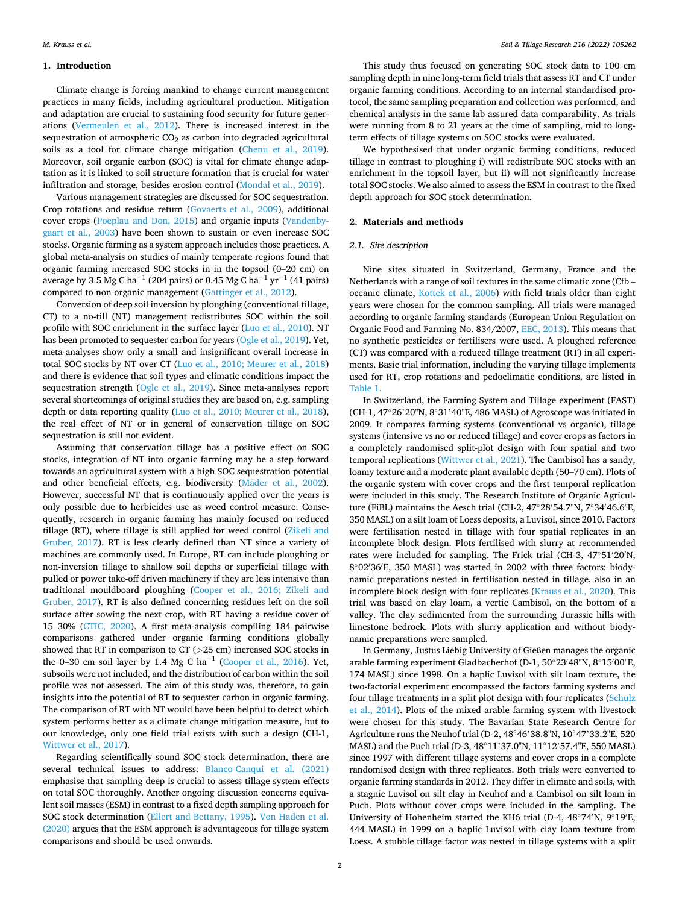## 1. Introduction

Climate change is forcing mankind to change current management practices in many fields, including agricultural production. Mitigation and adaptation are crucial to sustaining food security for future generations (Vermeulen et al., 2012). There is increased interest in the sequestration of atmospheric $CO_2$ as carbon into degraded agricultural soils as a tool for climate change mitigation (Chenu et al., 2019). Moreover, soil organic carbon (SOC) is vital for climate change adaptation as it is linked to soil structure formation that is crucial for water infiltration and storage, besides erosion control (Mondal et al., 2019).

Various management strategies are discussed for SOC sequestration. Crop rotations and residue return (Govaerts et al., 2009), additional cover crops (Poeplau and Don, 2015) and organic inputs (Vandenbygaart et al., 2003) have been shown to sustain or even increase SOC stocks. Organic farming as a system approach includes those practices. A global meta-analysis on studies of mainly temperate regions found that organic farming increased SOC stocks in in the topsoil (0–20 cm) on average by 3.5 Mg C $ha^{-1}$ (204 pairs) or 0.45 Mg C $ha^{-1}$ $yr^{-1}$ (41 pairs) compared to non-organic management (Gattinger et al., 2012).

Conversion of deep soil inversion by ploughing (conventional tillage, CT) to a no-till (NT) management redistributes SOC within the soil profile with SOC enrichment in the surface layer (Luo et al., 2010). NT has been promoted to sequester carbon for years (Ogle et al., 2019). Yet, meta-analyses show only a small and insignificant overall increase in total SOC stocks by NT over CT (Luo et al., 2010; Meurer et al., 2018) and there is evidence that soil types and climatic conditions impact the sequestration strength (Ogle et al., 2019). Since meta-analyses report several shortcomings of original studies they are based on, e.g. sampling depth or data reporting quality (Luo et al., 2010; Meurer et al., 2018), the real effect of NT or in general of conservation tillage on SOC sequestration is still not evident.

Assuming that conservation tillage has a positive effect on SOC stocks, integration of NT into organic farming may be a step forward towards an agricultural system with a high SOC sequestration potential and other beneficial effects, e.g. biodiversity (Mäder et al., 2002). However, successful NT that is continuously applied over the years is only possible due to herbicides use as weed control measure. Consequently, research in organic farming has mainly focused on reduced tillage (RT), where tillage is still applied for weed control (Zikeli and Gruber, 2017). RT is less clearly defined than NT since a variety of machines are commonly used. In Europe, RT can include ploughing or non-inversion tillage to shallow soil depths or superficial tillage with pulled or power take-off driven machinery if they are less intensive than traditional mouldboard ploughing (Cooper et al., 2016; Zikeli and Gruber, 2017). RT is also defined concerning residues left on the soil surface after sowing the next crop, with RT having a residue cover of 15–30% (CTIC, 2020). A first meta-analysis compiling 184 pairwise comparisons gathered under organic farming conditions globally showed that RT in comparison to CT (>25 cm) increased SOC stocks in the 0–30 cm soil layer by 1.4 Mg C $ha^{-1}$ (Cooper et al., 2016). Yet, subsoils were not included, and the distribution of carbon within the soil profile was not assessed. The aim of this study was, therefore, to gain insights into the potential of RT to sequester carbon in organic farming. The comparison of RT with NT would have been helpful to detect which system performs better as a climate change mitigation measure, but to our knowledge, only one field trial exists with such a design (CH-1, Wittwer et al., 2017).

Regarding scientifically sound SOC stock determination, there are several technical issues to address: Blanco-Canqui et al. (2021) emphasise that sampling deep is crucial to assess tillage system effects on total SOC thoroughly. Another ongoing discussion concerns equivalent soil masses (ESM) in contrast to a fixed depth sampling approach for SOC stock determination (Ellert and Bettany, 1995). Von Haden et al. (2020) argues that the ESM approach is advantageous for tillage system comparisons and should be used onwards.

This study thus focused on generating SOC stock data to 100 cm sampling depth in nine long-term field trials that assess RT and CT under organic farming conditions. According to an internal standardised protocol, the same sampling preparation and collection was performed, and chemical analysis in the same lab assured data comparability. As trials were running from 8 to 21 years at the time of sampling, mid to long-term effects of tillage systems on SOC stocks were evaluated.

We hypothesised that under organic farming conditions, reduced tillage in contrast to ploughing i) will redistribute SOC stocks with an enrichment in the topsoil layer, but ii) will not significantly increase total SOC stocks. We also aimed to assess the ESM in contrast to the fixed depth approach for SOC stock determination.

## 2. Materials and methods

### 2.1. Site description

Nine sites situated in Switzerland, Germany, France and the Netherlands with a range of soil textures in the same climatic zone (Cfb – oceanic climate, Kottek et al., 2006) with field trials older than eight years were chosen for the common sampling. All trials were managed according to organic farming standards (European Union Regulation on Organic Food and Farming No. 834/2007, EEC, 2013). This means that no synthetic pesticides or fertilisers were used. A ploughed reference (CT) was compared with a reduced tillage treatment (RT) in all experiments. Basic trial information, including the varying tillage implements used for RT, crop rotations and pedoclimatic conditions, are listed in Table 1.

In Switzerland, the Farming System and Tillage experiment (FAST) (CH-1, 47°26'20"N, 8°31'40"E, 486 MASL) of Agroscope was initiated in 2009. It compares farming systems (conventional vs organic), tillage systems (intensive vs no or reduced tillage) and cover crops as factors in a completely randomised split-plot design with four spatial and two temporal replications (Wittwer et al., 2021). The Cambisol has a sandy, loamy texture and a moderate plant available depth (50–70 cm). Plots of the organic system with cover crops and the first temporal replication were included in this study. The Research Institute of Organic Agriculture (FiBL) maintains the Aesch trial (CH-2, 47°28′54.7"N, 7°34′46.6"E, 350 MASL) on a silt loam of Loess deposits, a Luvisol, since 2010. Factors were fertilisation nested in tillage with four spatial replicates in an incomplete block design. Plots fertilised with slurry at recommended rates were included for sampling. The Frick trial (CH-3, 47°51′20′N, 8°02′36′E, 350 MASL) was started in 2002 with three factors: biodynamic preparations nested in fertilisation nested in tillage, also in an incomplete block design with four replicates (Krauss et al., 2020). This trial was based on clay loam, a vertic Cambisol, on the bottom of a valley. The clay sedimented from the surrounding Jurassic hills with limestone bedrock. Plots with slurry application and without biodynamic preparations were sampled.

In Germany, Justus Liebig University of Gießen manages the organic arable farming experiment Gladbacherhof (D-1, 50°23′48"N, 8°15′00"E, 174 MASL) since 1998. On a haplic Luvisol with silt loam texture, the two-factorial experiment encompassed the factors farming systems and four tillage treatments in a split plot design with four replicates (Schulz et al., 2014). Plots of the mixed arable farming system with livestock were chosen for this study. The Bavarian State Research Centre for Agriculture runs the Neuhof trial (D-2, 48°46'38.8"N, 10°47'33.2"E, 520 MASL) and the Puch trial (D-3, 48°11'37.0"N, 11°12'57.4"E, 550 MASL) since 1997 with different tillage systems and cover crops in a complete randomised design with three replicates. Both trials were converted to organic farming standards in 2012. They differ in climate and soils, with a stagnic Luvisol on silt clay in Neuhof and a Cambisol on silt loam in Puch. Plots without cover crops were included in the sampling. The University of Hohenheim started the KH6 trial (D-4, 48°74′N, 9°19′E, 444 MASL) in 1999 on a haplic Luvisol with clay loam texture from Loess. A stubble tillage factor was nested in tillage systems with a split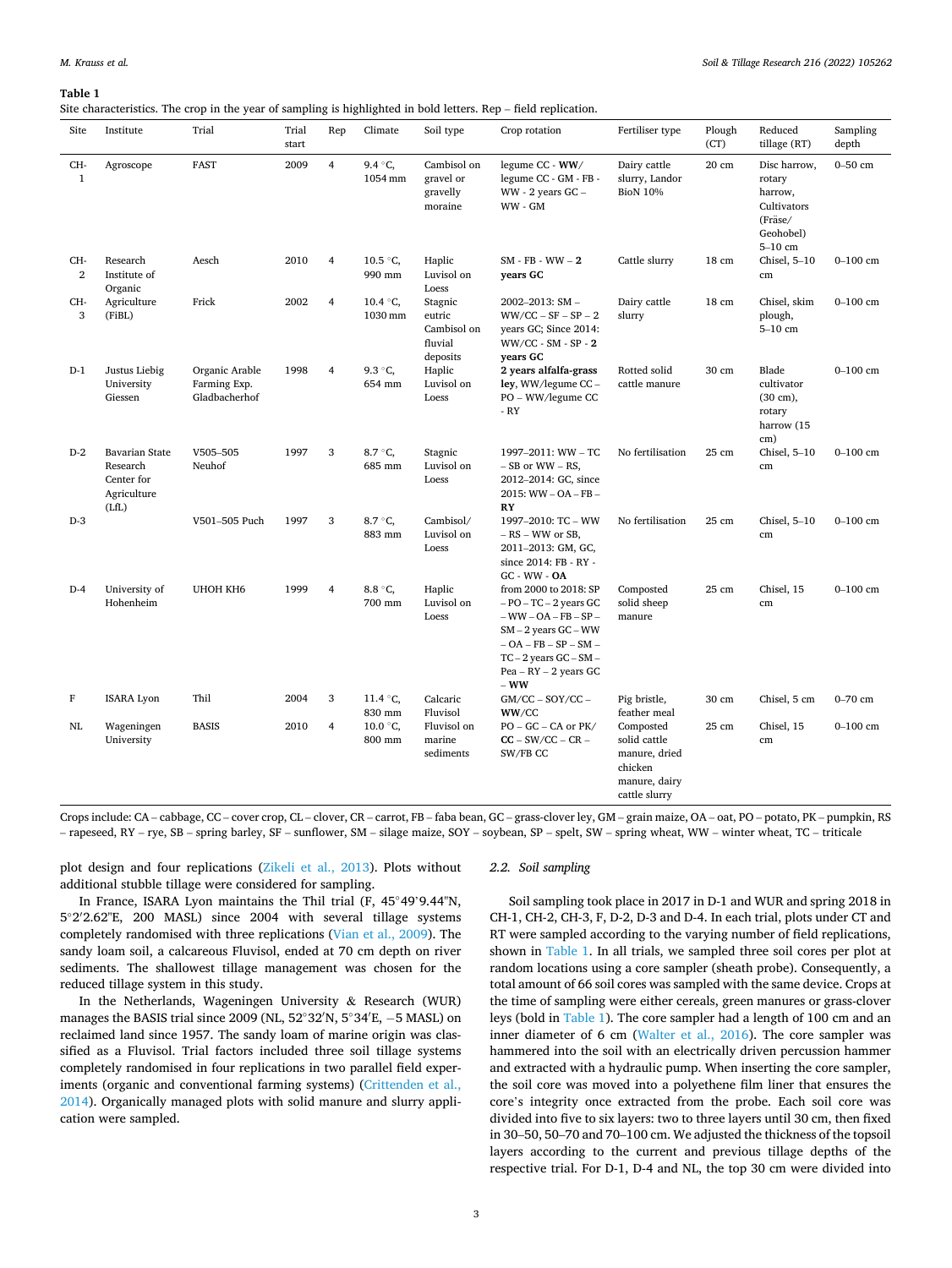**Table 1**
Site characteristics. The crop in the year of sampling is highlighted in bold letters. Rep – field replication.

| Site | Institute | Trial | Trial start | Rep | Climate | Soil type | Crop rotation | Fertiliser type | Plough (CT) | Reduced tillage (RT) | Sampling depth |
|---|---|---|---|---|---|---|---|---|---|---|---|
| CH-1 | Agroscope | FAST | 2009 | 4 | 9.4 °C, 1054 mm | Cambisol on gravel or gravelly moraine | legume CC - **WW**/ legume CC - GM - FB - WW - 2 years GC – WW - GM | Dairy cattle slurry, Landor BioN 10% | 20 cm | Disc harrow, rotary harrow, Cultivators (Fräse/ Geohobel) 5–10 cm | 0–50 cm |
| CH-2 | Research Institute of Organic Agriculture (FiBL) | Aesch | 2010 | 4 | 10.5 °C, 990 mm | Haplic Luvisol on Loess | SM - FB - WW – **2 years GC** | Cattle slurry | 18 cm | Chisel, 5–10 cm | 0–100 cm |
| CH-3 | | Frick | 2002 | 4 | 10.4 °C, 1030 mm | Stagnic eutric Cambisol on fluvial deposits | 2002–2013: SM – WW/CC – SF – SP – 2 years GC; Since 2014: WW/CC - SM - SP - **2 years GC** | Dairy cattle slurry | 18 cm | Chisel, skim plough, 5–10 cm | 0–100 cm |
| D-1 | Justus Liebig University Giessen | Organic Arable Farming Exp. Gladbacherhof | 1998 | 4 | 9.3 °C, 654 mm | Haplic Luvisol on Loess | **2 years alfalfa-grass ley**, WW/legume CC – PO – WW/legume CC - RY | Rotted solid cattle manure | 30 cm | Blade cultivator (30 cm), rotary harrow (15 cm) | 0–100 cm |
| D-2 | Bavarian State Research Center for Agriculture (LfL) | V505–505 Neuhof | 1997 | 3 | 8.7 °C, 685 mm | Stagnic Luvisol on Loess | 1997–2011: WW – TC – SB or WW – RS, 2012–2014: GC, since 2015: WW – OA – FB – **RY** | No fertilisation | 25 cm | Chisel, 5–10 cm | 0–100 cm |
| D-3 | | V501–505 Puch | 1997 | 3 | 8.7 °C, 883 mm | Cambisol/ Luvisol on Loess | 1997–2010: TC – WW – RS – WW or SB, 2011–2013: GM, GC, since 2014: FB - RY - GC - WW - **OA** | No fertilisation | 25 cm | Chisel, 5–10 cm | 0–100 cm |
| D-4 | University of Hohenheim | UHOH KH6 | 1999 | 4 | 8.8 °C, 700 mm | Haplic Luvisol on Loess | from 2000 to 2018: SP – PO – TC – 2 years GC – WW – OA – FB – SP – SM – 2 years GC – WW – OA – FB – SP – SM – TC – 2 years GC – SM – Pea – RY – 2 years GC – **WW** | Composted solid sheep manure | 25 cm | Chisel, 15 cm | 0–100 cm |
| F | ISARA Lyon | Thil | 2004 | 3 | 11.4 °C, 830 mm | Calcaric Fluvisol | GM/CC – SOY/CC – **WW**/CC | Pig bristle, feather meal | 30 cm | Chisel, 5 cm | 0–70 cm |
| NL | Wageningen University | BASIS | 2010 | 4 | 10.0 °C, 800 mm | Fluvisol on marine sediments | PO – GC – CA or PK/ **CC** – SW/CC – CR – SW/FB CC | Composted solid cattle manure, dried chicken manure, dairy cattle slurry | 25 cm | Chisel, 15 cm | 0–100 cm |

Crops include: CA – cabbage, CC – cover crop, CL – clover, CR – carrot, FB – faba bean, GC – grass-clover ley, GM – grain maize, OA – oat, PO – potato, PK – pumpkin, RS – rapeseed, RY – rye, SB – spring barley, SF – sunflower, SM – silage maize, SOY – soybean, SP – spelt, SW – spring wheat, WW – winter wheat, TC – triticale

plot design and four replications (Zikeli et al., 2013). Plots without additional stubble tillage were considered for sampling.

In France, ISARA Lyon maintains the Thil trial (F, 45°49'9.44"N, 5°2'2.62"E, 200 MASL) since 2004 with several tillage systems completely randomised with three replications (Vian et al., 2009). The sandy loam soil, a calcareous Fluvisol, ended at 70 cm depth on river sediments. The shallowest tillage management was chosen for the reduced tillage system in this study.

In the Netherlands, Wageningen University & Research (WUR) manages the BASIS trial since 2009 (NL, 52°32′N, 5°34′E, −5 MASL) on reclaimed land since 1957. The sandy loam of marine origin was classified as a Fluvisol. Trial factors included three soil tillage systems completely randomised in four replications in two parallel field experiments (organic and conventional farming systems) (Crittenden et al., 2014). Organically managed plots with solid manure and slurry application were sampled.

### 2.2. Soil sampling

Soil sampling took place in 2017 in D-1 and WUR and spring 2018 in CH-1, CH-2, CH-3, F, D-2, D-3 and D-4. In each trial, plots under CT and RT were sampled according to the varying number of field replications, shown in Table 1. In all trials, we sampled three soil cores per plot at random locations using a core sampler (sheath probe). Consequently, a total amount of 66 soil cores was sampled with the same device. Crops at the time of sampling were either cereals, green manures or grass-clover leys (bold in Table 1). The core sampler had a length of 100 cm and an inner diameter of 6 cm (Walter et al., 2016). The core sampler was hammered into the soil with an electrically driven percussion hammer and extracted with a hydraulic pump. When inserting the core sampler, the soil core was moved into a polyethene film liner that ensures the core's integrity once extracted from the probe. Each soil core was divided into five to six layers: two to three layers until 30 cm, then fixed in 30–50, 50–70 and 70–100 cm. We adjusted the thickness of the topsoil layers according to the current and previous tillage depths of the respective trial. For D-1, D-4 and NL, the top 30 cm were divided into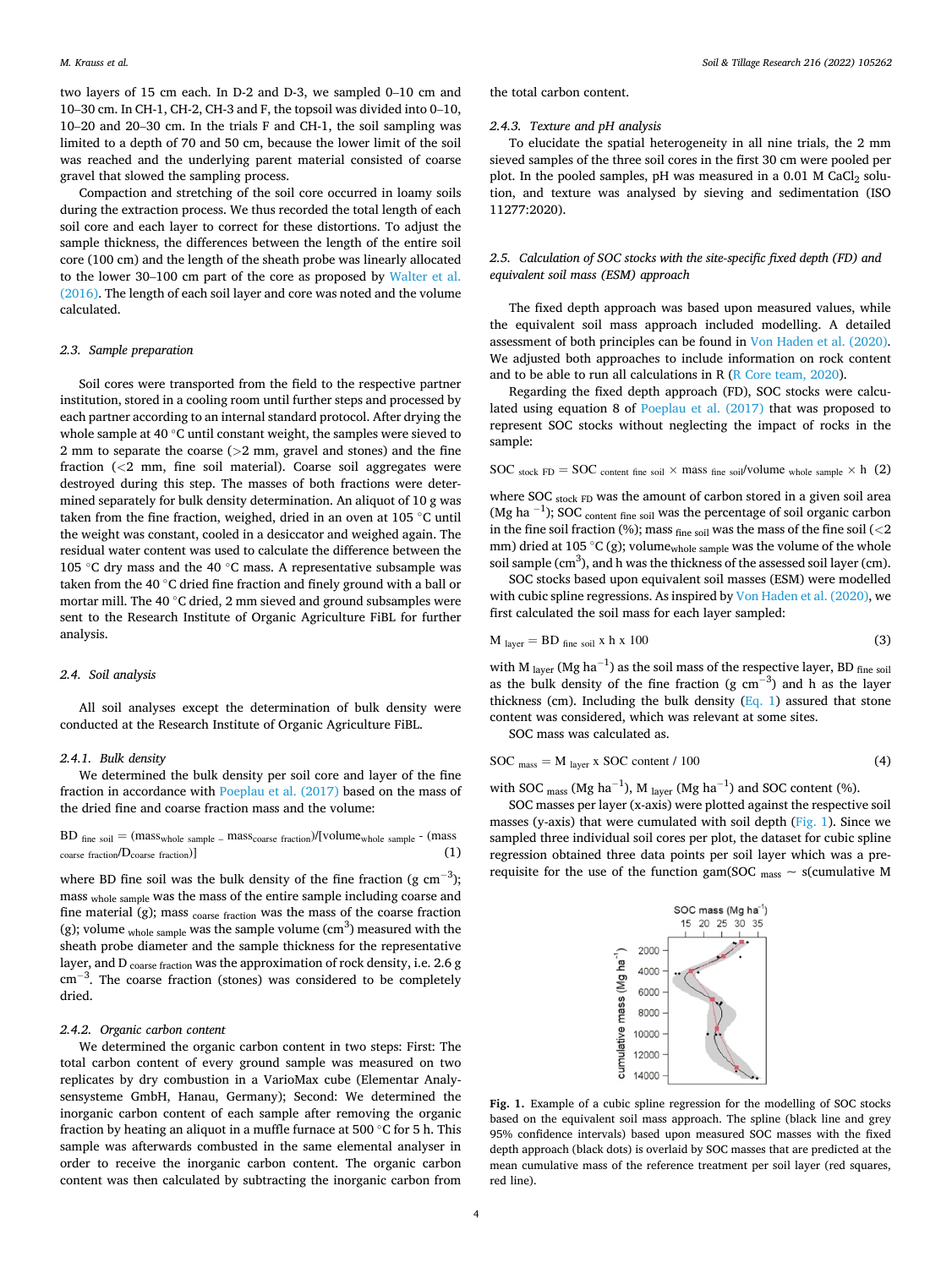two layers of 15 cm each. In D-2 and D-3, we sampled 0–10 cm and 10–30 cm. In CH-1, CH-2, CH-3 and F, the topsoil was divided into 0–10, 10–20 and 20–30 cm. In the trials F and CH-1, the soil sampling was limited to a depth of 70 and 50 cm, because the lower limit of the soil was reached and the underlying parent material consisted of coarse gravel that slowed the sampling process.

Compaction and stretching of the soil core occurred in loamy soils during the extraction process. We thus recorded the total length of each soil core and each layer to correct for these distortions. To adjust the sample thickness, the differences between the length of the entire soil core (100 cm) and the length of the sheath probe was linearly allocated to the lower 30–100 cm part of the core as proposed by Walter et al. (2016). The length of each soil layer and core was noted and the volume calculated.

### 2.3. Sample preparation

Soil cores were transported from the field to the respective partner institution, stored in a cooling room until further steps and processed by each partner according to an internal standard protocol. After drying the whole sample at 40 °C until constant weight, the samples were sieved to 2 mm to separate the coarse (>2 mm, gravel and stones) and the fine fraction (<2 mm, fine soil material). Coarse soil aggregates were destroyed during this step. The masses of both fractions were determined separately for bulk density determination. An aliquot of 10 g was taken from the fine fraction, weighed, dried in an oven at 105 °C until the weight was constant, cooled in a desiccator and weighed again. The residual water content was used to calculate the difference between the 105 °C dry mass and the 40 °C mass. A representative subsample was taken from the 40 °C dried fine fraction and finely ground with a ball or mortar mill. The 40 °C dried, 2 mm sieved and ground subsamples were sent to the Research Institute of Organic Agriculture FiBL for further analysis.

### 2.4. Soil analysis

All soil analyses except the determination of bulk density were conducted at the Research Institute of Organic Agriculture FiBL.

#### 2.4.1. Bulk density

We determined the bulk density per soil core and layer of the fine fraction in accordance with Poeplau et al. (2017) based on the mass of the dried fine and coarse fraction mass and the volume:

$$BD_{fine\ soil} = (mass_{whole\ sample} - mass_{coarse\ fraction}) / [volume_{whole\ sample} - (mass_{coarse\ fraction} / D_{coarse\ fraction})] \quad (1)$$

where BD fine soil was the bulk density of the fine fraction (g $cm^{-3}$); mass $_{whole\ sample}$ was the mass of the entire sample including coarse and fine material (g); mass $_{coarse\ fraction}$ was the mass of the coarse fraction (g); volume $_{whole\ sample}$ was the sample volume ($cm^3$) measured with the sheath probe diameter and the sample thickness for the representative layer, and D $_{coarse\ fraction}$ was the approximation of rock density, i.e. 2.6 g $cm^{-3}$. The coarse fraction (stones) was considered to be completely dried.

#### 2.4.2. Organic carbon content

We determined the organic carbon content in two steps: First: The total carbon content of every ground sample was measured on two replicates by dry combustion in a VarioMax cube (Elementar Analysensysteme GmbH, Hanau, Germany); Second: We determined the inorganic carbon content of each sample after removing the organic fraction by heating an aliquot in a muffle furnace at 500 °C for 5 h. This sample was afterwards combusted in the same elemental analyser in order to receive the inorganic carbon content. The organic carbon content was then calculated by subtracting the inorganic carbon from the total carbon content.

#### 2.4.3. Texture and pH analysis

To elucidate the spatial heterogeneity in all nine trials, the 2 mm sieved samples of the three soil cores in the first 30 cm were pooled per plot. In the pooled samples, pH was measured in a 0.01 M $CaCl_2$ solution, and texture was analysed by sieving and sedimentation (ISO 11277:2020).

### 2.5. Calculation of SOC stocks with the site-specific fixed depth (FD) and equivalent soil mass (ESM) approach

The fixed depth approach was based upon measured values, while the equivalent soil mass approach included modelling. A detailed assessment of both principles can be found in Von Haden et al. (2020). We adjusted both approaches to include information on rock content and to be able to run all calculations in R (R Core team, 2020).

Regarding the fixed depth approach (FD), SOC stocks were calculated using equation 8 of Poeplau et al. (2017) that was proposed to represent SOC stocks without neglecting the impact of rocks in the sample:

$$SOC_{stock\ FD} = SOC_{content\ fine\ soil} \times mass_{fine\ soil} / volume_{whole\ sample} \times h \quad (2)$$

where SOC $_{stock\ FD}$ was the amount of carbon stored in a given soil area (Mg $ha^{-1}$); SOC $_{content\ fine\ soil}$ was the percentage of soil organic carbon in the fine soil fraction (%); mass $_{fine\ soil}$ was the mass of the fine soil (<2 mm) dried at 105 °C (g); volume$_{whole\ sample}$ was the volume of the whole soil sample ($cm^3$), and h was the thickness of the assessed soil layer (cm).

SOC stocks based upon equivalent soil masses (ESM) were modelled with cubic spline regressions. As inspired by Von Haden et al. (2020), we first calculated the soil mass for each layer sampled:

$$M_{layer} = BD_{fine\ soil} \times h \times 100 \quad (3)$$

with M $_{layer}$ (Mg $ha^{-1}$) as the soil mass of the respective layer, BD $_{fine\ soil}$ as the bulk density of the fine fraction (g $cm^{-3}$) and h as the layer thickness (cm). Including the bulk density (Eq. 1) assured that stone content was considered, which was relevant at some sites.

SOC mass was calculated as.

$$SOC_{mass} = M_{layer} \times SOC\ content / 100 \quad (4)$$

with SOC $_{mass}$ (Mg $ha^{-1}$), M $_{layer}$ (Mg $ha^{-1}$) and SOC content (%).

SOC masses per layer (x-axis) were plotted against the respective soil masses (y-axis) that were cumulated with soil depth (Fig. 1). Since we sampled three individual soil cores per plot, the dataset for cubic spline regression obtained three data points per soil layer which was a prerequisite for the use of the function gam(SOC $_{mass}$ ~ s(cumulative M

**Fig. 1.** Example of a cubic spline regression for the modelling of SOC stocks based on the equivalent soil mass approach. The spline (black line and grey 95% confidence intervals) based upon measured SOC masses with the fixed depth approach (black dots) is overlaid by SOC masses that are predicted at the mean cumulative mass of the reference treatment per soil layer (red squares, red line).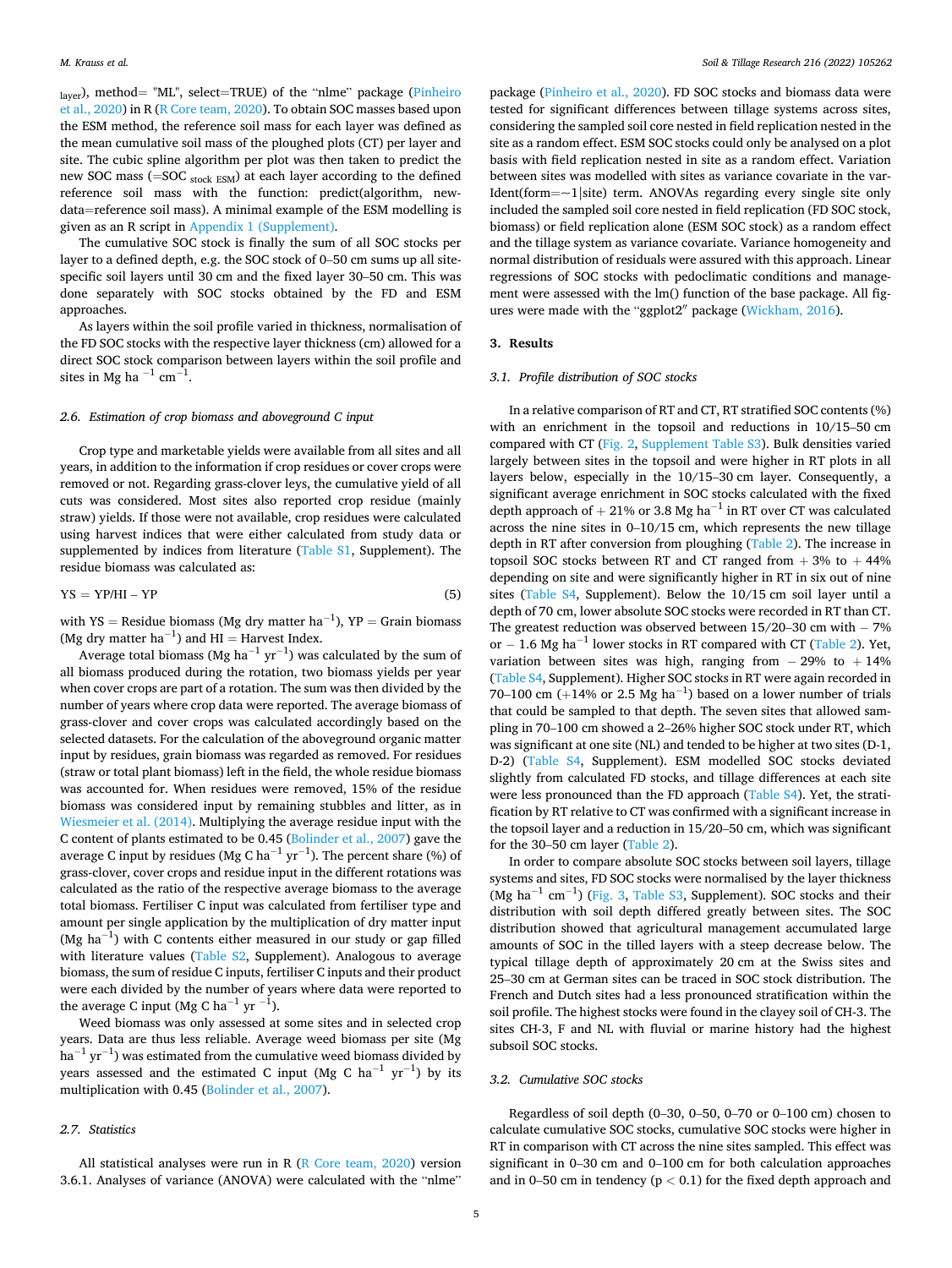$_{layer}$), method= "ML", select=TRUE) of the "nlme" package (Pinheiro et al., 2020) in R (R Core team, 2020). To obtain SOC masses based upon the ESM method, the reference soil mass for each layer was defined as the mean cumulative soil mass of the ploughed plots (CT) per layer and site. The cubic spline algorithm per plot was then taken to predict the new SOC mass (=SOC $_{stock\ ESM}$) at each layer according to the defined reference soil mass with the function: predict(algorithm, newdata=reference soil mass). A minimal example of the ESM modelling is given as an R script in Appendix 1 (Supplement).

The cumulative SOC stock is finally the sum of all SOC stocks per layer to a defined depth, e.g. the SOC stock of 0–50 cm sums up all site-specific soil layers until 30 cm and the fixed layer 30–50 cm. This was done separately with SOC stocks obtained by the FD and ESM approaches.

As layers within the soil profile varied in thickness, normalisation of the FD SOC stocks with the respective layer thickness (cm) allowed for a direct SOC stock comparison between layers within the soil profile and sites in Mg ha$^{-1}$ cm$^{-1}$.

### 2.6. Estimation of crop biomass and aboveground C input

Crop type and marketable yields were available from all sites and all years, in addition to the information if crop residues or cover crops were removed or not. Regarding grass-clover leys, the cumulative yield of all cuts was considered. Most sites also reported crop residue (mainly straw) yields. If those were not available, crop residues were calculated using harvest indices that were either calculated from study data or supplemented by indices from literature (Table S1, Supplement). The residue biomass was calculated as:

$$YS = YP/HI - YP \tag{5}$$

with YS = Residue biomass (Mg dry matter ha$^{-1}$), YP = Grain biomass (Mg dry matter ha$^{-1}$) and HI = Harvest Index.

Average total biomass (Mg ha$^{-1}$ yr$^{-1}$) was calculated by the sum of all biomass produced during the rotation, two biomass yields per year when cover crops are part of a rotation. The sum was then divided by the number of years where crop data were reported. The average biomass of grass-clover and cover crops was calculated accordingly based on the selected datasets. For the calculation of the aboveground organic matter input by residues, grain biomass was regarded as removed. For residues (straw or total plant biomass) left in the field, the whole residue biomass was accounted for. When residues were removed, 15% of the residue biomass was considered input by remaining stubbles and litter, as in Wiesmeier et al. (2014). Multiplying the average residue input with the C content of plants estimated to be 0.45 (Bolinder et al., 2007) gave the average C input by residues (Mg C ha$^{-1}$ yr$^{-1}$). The percent share (%) of grass-clover, cover crops and residue input in the different rotations was calculated as the ratio of the respective average biomass to the average total biomass. Fertiliser C input was calculated from fertiliser type and amount per single application by the multiplication of dry matter input (Mg ha$^{-1}$) with C contents either measured in our study or gap filled with literature values (Table S2, Supplement). Analogous to average biomass, the sum of residue C inputs, fertiliser C inputs and their product were each divided by the number of years where data were reported to the average C input (Mg C ha$^{-1}$ yr $^{-1}$).

Weed biomass was only assessed at some sites and in selected crop years. Data are thus less reliable. Average weed biomass per site (Mg ha$^{-1}$ yr$^{-1}$) was estimated from the cumulative weed biomass divided by years assessed and the estimated C input (Mg C ha$^{-1}$ yr$^{-1}$) by its multiplication with 0.45 (Bolinder et al., 2007).

### 2.7. Statistics

All statistical analyses were run in R (R Core team, 2020) version 3.6.1. Analyses of variance (ANOVA) were calculated with the "nlme" package (Pinheiro et al., 2020). FD SOC stocks and biomass data were tested for significant differences between tillage systems across sites, considering the sampled soil core nested in field replication nested in the site as a random effect. ESM SOC stocks could only be analysed on a plot basis with field replication nested in site as a random effect. Variation between sites was modelled with sites as variance covariate in the varIdent(form=~1|site) term. ANOVAs regarding every single site only included the sampled soil core nested in field replication (FD SOC stock, biomass) or field replication alone (ESM SOC stock) as a random effect and the tillage system as variance covariate. Variance homogeneity and normal distribution of residuals were assured with this approach. Linear regressions of SOC stocks with pedoclimatic conditions and management were assessed with the lm() function of the base package. All figures were made with the "ggplot2" package (Wickham, 2016).

## 3. Results

### 3.1. Profile distribution of SOC stocks

In a relative comparison of RT and CT, RT stratified SOC contents (%) with an enrichment in the topsoil and reductions in 10/15–50 cm compared with CT (Fig. 2, Supplement Table S3). Bulk densities varied largely between sites in the topsoil and were higher in RT plots in all layers below, especially in the 10/15–30 cm layer. Consequently, a significant average enrichment in SOC stocks calculated with the fixed depth approach of + 21% or 3.8 Mg ha$^{-1}$ in RT over CT was calculated across the nine sites in 0–10/15 cm, which represents the new tillage depth in RT after conversion from ploughing (Table 2). The increase in topsoil SOC stocks between RT and CT ranged from + 3% to + 44% depending on site and were significantly higher in RT in six out of nine sites (Table S4, Supplement). Below the 10/15 cm soil layer until a depth of 70 cm, lower absolute SOC stocks were recorded in RT than CT. The greatest reduction was observed between 15/20–30 cm with − 7% or − 1.6 Mg ha$^{-1}$ lower stocks in RT compared with CT (Table 2). Yet, variation between sites was high, ranging from − 29% to + 14% (Table S4, Supplement). Higher SOC stocks in RT were again recorded in 70–100 cm (+14% or 2.5 Mg ha$^{-1}$) based on a lower number of trials that could be sampled to that depth. The seven sites that allowed sampling in 70–100 cm showed a 2–26% higher SOC stock under RT, which was significant at one site (NL) and tended to be higher at two sites (D-1, D-2) (Table S4, Supplement). ESM modelled SOC stocks deviated slightly from calculated FD stocks, and tillage differences at each site were less pronounced than the FD approach (Table S4). Yet, the stratification by RT relative to CT was confirmed with a significant increase in the topsoil layer and a reduction in 15/20–50 cm, which was significant for the 30–50 cm layer (Table 2).

In order to compare absolute SOC stocks between soil layers, tillage systems and sites, FD SOC stocks were normalised by the layer thickness (Mg ha$^{-1}$ cm$^{-1}$) (Fig. 3, Table S3, Supplement). SOC stocks and their distribution with soil depth differed greatly between sites. The SOC distribution showed that agricultural management accumulated large amounts of SOC in the tilled layers with a steep decrease below. The typical tillage depth of approximately 20 cm at the Swiss sites and 25–30 cm at German sites can be traced in SOC stock distribution. The French and Dutch sites had a less pronounced stratification within the soil profile. The highest stocks were found in the clayey soil of CH-3. The sites CH-3, F and NL with fluvial or marine history had the highest subsoil SOC stocks.

### 3.2. Cumulative SOC stocks

Regardless of soil depth (0–30, 0–50, 0–70 or 0–100 cm) chosen to calculate cumulative SOC stocks, cumulative SOC stocks were higher in RT in comparison with CT across the nine sites sampled. This effect was significant in 0–30 cm and 0–100 cm for both calculation approaches and in 0–50 cm in tendency ($p < 0.1$) for the fixed depth approach and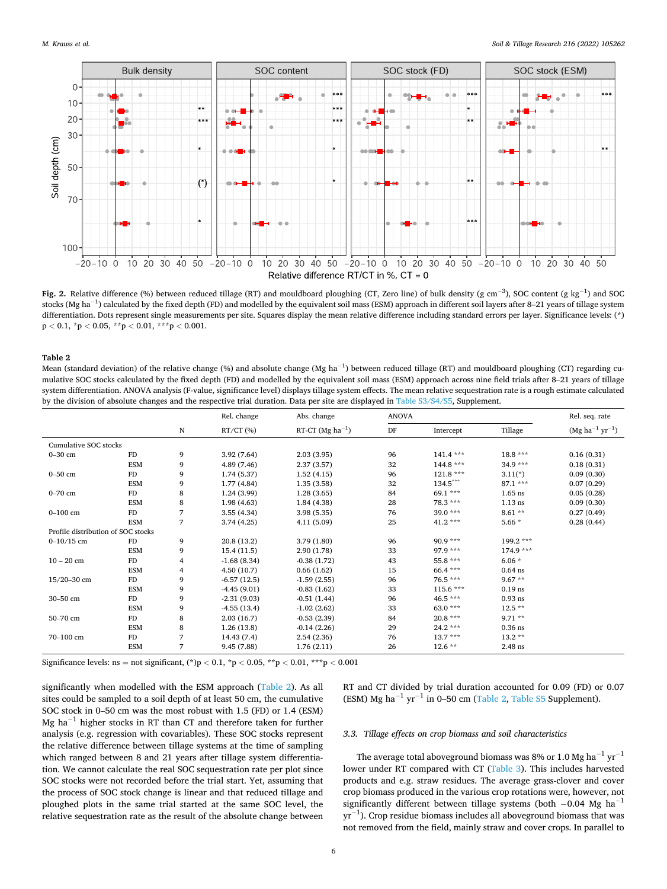**Fig. 2.** Relative difference (%) between reduced tillage (RT) and mouldboard ploughing (CT, Zero line) of bulk density (g cm$^{-3}$), SOC content (g kg$^{-1}$) and SOC stocks (Mg ha$^{-1}$) calculated by the fixed depth (FD) and modelled by the equivalent soil mass (ESM) approach in different soil layers after 8–21 years of tillage system differentiation. Dots represent single measurements per site. Squares display the mean relative difference including standard errors per layer. Significance levels: (*) $p < 0.1$, *$p < 0.05$, **$p < 0.01$, ***$p < 0.001$.

**Table 2**

Mean (standard deviation) of the relative change (%) and absolute change (Mg ha$^{-1}$) between reduced tillage (RT) and mouldboard ploughing (CT) regarding cumulative SOC stocks calculated by the fixed depth (FD) and modelled by the equivalent soil mass (ESM) approach across nine field trials after 8–21 years of tillage system differentiation. ANOVA analysis (F-value, significance level) displays tillage system effects. The mean relative sequestration rate is a rough estimate calculated by the division of absolute changes and the respective trial duration. Data per site are displayed in Table S3/S4/S5, Supplement.

| | | N | Rel. change RT/CT (%) | Abs. change RT-CT (Mg ha$^{-1}$) | ANOVA DF | Intercept | Tillage | Rel. seq. rate (Mg ha$^{-1}$ yr$^{-1}$) |
|---|---|---|---|---|---|---|---|---|
| Cumulative SOC stocks | | | | | | | | |
| 0–30 cm | FD | 9 | 3.92 (7.64) | 2.03 (3.95) | 96 | 141.4 *** | 18.8 *** | 0.16 (0.31) |
| | ESM | 9 | 4.89 (7.46) | 2.37 (3.57) | 32 | 144.8 *** | 34.9 *** | 0.18 (0.31) |
| 0–50 cm | FD | 9 | 1.74 (5.37) | 1.52 (4.15) | 96 | 121.8 *** | 3.11(*) | 0.09 (0.30) |
| | ESM | 9 | 1.77 (4.84) | 1.35 (3.58) | 32 | 134.5*** | 87.1 *** | 0.07 (0.29) |
| 0–70 cm | FD | 8 | 1.24 (3.99) | 1.28 (3.65) | 84 | 69.1 *** | 1.65 ns | 0.05 (0.28) |
| | ESM | 8 | 1.98 (4.63) | 1.84 (4.38) | 28 | 78.3 *** | 1.13 ns | 0.09 (0.30) |
| 0–100 cm | FD | 7 | 3.55 (4.34) | 3.98 (5.35) | 76 | 39.0 *** | 8.61 ** | 0.27 (0.49) |
| | ESM | 7 | 3.74 (4.25) | 4.11 (5.09) | 25 | 41.2 *** | 5.66 * | 0.28 (0.44) |
| Profile distribution of SOC stocks | | | | | | | | |
| 0–10/15 cm | FD | 9 | 20.8 (13.2) | 3.79 (1.80) | 96 | 90.9 *** | 199.2 *** | |
| | ESM | 9 | 15.4 (11.5) | 2.90 (1.78) | 33 | 97.9 *** | 174.9 *** | |
| 10 – 20 cm | FD | 4 | -1.68 (8.34) | -0.38 (1.72) | 43 | 55.8 *** | 6.06 * | |
| | ESM | 4 | 4.50 (10.7) | 0.66 (1.62) | 15 | 66.4 *** | 0.64 ns | |
| 15/20–30 cm | FD | 9 | -6.57 (12.5) | -1.59 (2.55) | 96 | 76.5 *** | 9.67 ** | |
| | ESM | 9 | -4.45 (9.01) | -0.83 (1.62) | 33 | 115.6 *** | 0.19 ns | |
| 30–50 cm | FD | 9 | -2.31 (9.03) | -0.51 (1.44) | 96 | 46.5 *** | 0.93 ns | |
| | ESM | 9 | -4.55 (13.4) | -1.02 (2.62) | 33 | 63.0 *** | 12.5 ** | |
| 50–70 cm | FD | 8 | 2.03 (16.7) | -0.53 (2.39) | 84 | 20.8 *** | 9.71 ** | |
| | ESM | 8 | 1.26 (13.8) | -0.14 (2.26) | 29 | 24.2 *** | 0.36 ns | |
| 70–100 cm | FD | 7 | 14.43 (7.4) | 2.54 (2.36) | 76 | 13.7 *** | 13.2 ** | |
| | ESM | 7 | 9.45 (7.88) | 1.76 (2.11) | 26 | 12.6 ** | 2.48 ns | |

Significance levels: ns = not significant, (*)$p < 0.1$, *$p < 0.05$, **$p < 0.01$, ***$p < 0.001$

significantly when modelled with the ESM approach (Table 2). As all sites could be sampled to a soil depth of at least 50 cm, the cumulative SOC stock in 0–50 cm was the most robust with 1.5 (FD) or 1.4 (ESM) Mg ha$^{-1}$ higher stocks in RT than CT and therefore taken for further analysis (e.g. regression with covariables). These SOC stocks represent the relative difference between tillage systems at the time of sampling which ranged between 8 and 21 years after tillage system differentiation. We cannot calculate the real SOC sequestration rate per plot since SOC stocks were not recorded before the trial start. Yet, assuming that the process of SOC stock change is linear and that reduced tillage and ploughed plots in the same trial started at the same SOC level, the relative sequestration rate as the result of the absolute change between RT and CT divided by trial duration accounted for 0.09 (FD) or 0.07 (ESM) Mg ha$^{-1}$ yr$^{-1}$ in 0–50 cm (Table 2, Table S5 Supplement).

### 3.3. Tillage effects on crop biomass and soil characteristics

The average total aboveground biomass was 8% or 1.0 Mg ha$^{-1}$ yr$^{-1}$ lower under RT compared with CT (Table 3). This includes harvested products and e.g. straw residues. The average grass-clover and cover crop biomass produced in the various crop rotations were, however, not significantly different between tillage systems (both −0.04 Mg ha$^{-1}$ yr$^{-1}$). Crop residue biomass includes all aboveground biomass that was not removed from the field, mainly straw and cover crops. In parallel to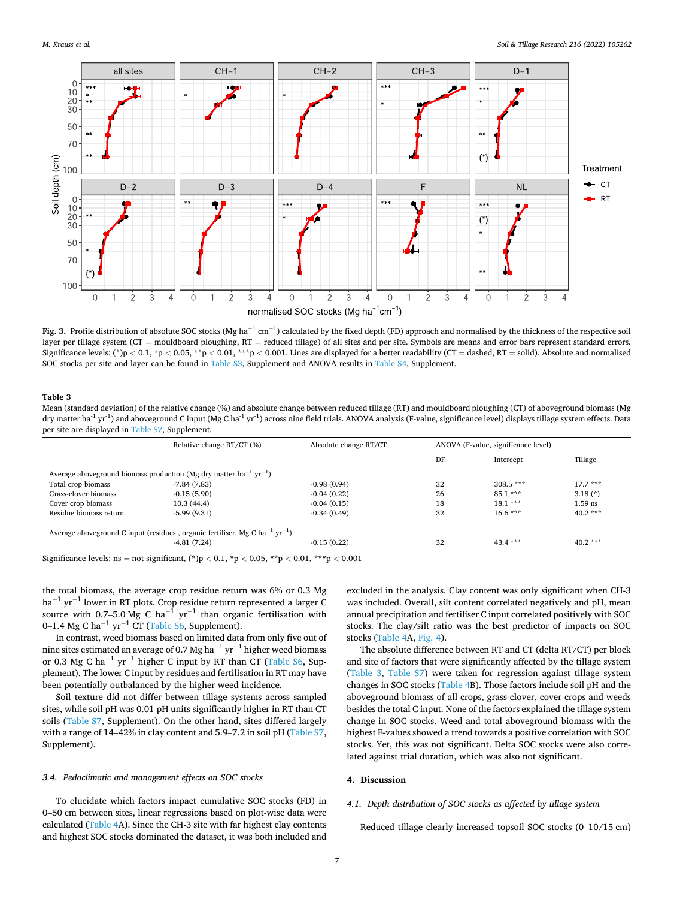**Fig. 3.** Profile distribution of absolute SOC stocks (Mg ha$^{-1}$ cm$^{-1}$) calculated by the fixed depth (FD) approach and normalised by the thickness of the respective soil layer per tillage system (CT = mouldboard ploughing, RT = reduced tillage) of all sites and per site. Symbols are means and error bars represent standard errors. Significance levels: (*)p < 0.1, *p < 0.05, **p < 0.01, ***p < 0.001. Lines are displayed for a better readability (CT = dashed, RT = solid). Absolute and normalised SOC stocks per site and layer can be found in Table S3, Supplement and ANOVA results in Table S4, Supplement.

**Table 3**
Mean (standard deviation) of the relative change (%) and absolute change between reduced tillage (RT) and mouldboard ploughing (CT) of aboveground biomass (Mg dry matter ha$^{-1}$ yr$^{-1}$) and aboveground C input (Mg C ha$^{-1}$ yr$^{-1}$) across nine field trials. ANOVA analysis (F-value, significance level) displays tillage system effects. Data per site are displayed in Table S7, Supplement.

| | Relative change RT/CT (%) | Absolute change RT/CT | ANOVA (F-value, significance level) | | |
|---|---|---|---|---|---|
| | | | DF | Intercept | Tillage |
| Average aboveground biomass production (Mg dry matter ha$^{-1}$ yr$^{-1}$) | | | | | |
| Total crop biomass | -7.84 (7.83) | -0.98 (0.94) | 32 | 308.5 *** | 17.7 *** |
| Grass-clover biomass | -0.15 (5.90) | -0.04 (0.22) | 26 | 85.1 *** | 3.18 (*) |
| Cover crop biomass | 10.3 (44.4) | -0.04 (0.15) | 18 | 18.1 *** | 1.59 ns |
| Residue biomass return | -5.99 (9.31) | -0.34 (0.49) | 32 | 16.6 *** | 40.2 *** |
| Average aboveground C input (residues , organic fertiliser, Mg C ha$^{-1}$ yr$^{-1}$) | | | | | |
| | -4.81 (7.24) | -0.15 (0.22) | 32 | 43.4 *** | 40.2 *** |

Significance levels: ns = not significant, (*)p < 0.1, *p < 0.05, **p < 0.01, ***p < 0.001

the total biomass, the average crop residue return was 6% or 0.3 Mg ha$^{-1}$ yr$^{-1}$ lower in RT plots. Crop residue return represented a larger C source with 0.7–5.0 Mg C ha$^{-1}$ yr$^{-1}$ than organic fertilisation with 0–1.4 Mg C ha$^{-1}$ yr$^{-1}$ CT (Table S6, Supplement).

In contrast, weed biomass based on limited data from only five out of nine sites estimated an average of 0.7 Mg ha$^{-1}$ yr$^{-1}$ higher weed biomass or 0.3 Mg C ha$^{-1}$ yr$^{-1}$ higher C input by RT than CT (Table S6, Supplement). The lower C input by residues and fertilisation in RT may have been potentially outbalanced by the higher weed incidence.

Soil texture did not differ between tillage systems across sampled sites, while soil pH was 0.01 pH units significantly higher in RT than CT soils (Table S7, Supplement). On the other hand, sites differed largely with a range of 14–42% in clay content and 5.9–7.2 in soil pH (Table S7, Supplement).

### 3.4. Pedoclimatic and management effects on SOC stocks

To elucidate which factors impact cumulative SOC stocks (FD) in 0–50 cm between sites, linear regressions based on plot-wise data were calculated (Table 4A). Since the CH-3 site with far highest clay contents and highest SOC stocks dominated the dataset, it was both included and excluded in the analysis. Clay content was only significant when CH-3 was included. Overall, silt content correlated negatively and pH, mean annual precipitation and fertiliser C input correlated positively with SOC stocks. The clay/silt ratio was the best predictor of impacts on SOC stocks (Table 4A, Fig. 4).

The absolute difference between RT and CT (delta RT/CT) per block and site of factors that were significantly affected by the tillage system (Table 3, Table S7) were taken for regression against tillage system changes in SOC stocks (Table 4B). Those factors include soil pH and the aboveground biomass of all crops, grass-clover, cover crops and weeds besides the total C input. None of the factors explained the tillage system change in SOC stocks. Weed and total aboveground biomass with the highest F-values showed a trend towards a positive correlation with SOC stocks. Yet, this was not significant. Delta SOC stocks were also correlated against trial duration, which was also not significant.

## 4. Discussion

### 4.1. Depth distribution of SOC stocks as affected by tillage system

Reduced tillage clearly increased topsoil SOC stocks (0–10/15 cm)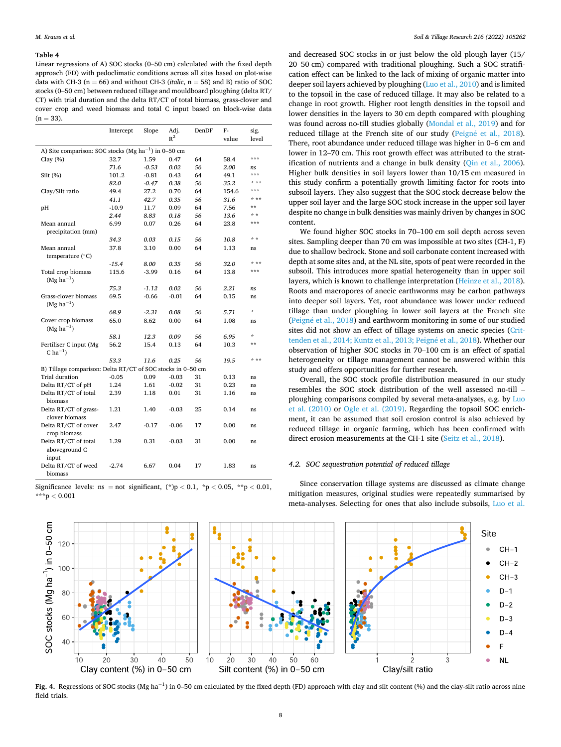**Table 4**

Linear regressions of A) SOC stocks (0–50 cm) calculated with the fixed depth approach (FD) with pedoclimatic conditions across all sites based on plot-wise data with CH-3 (n = 66) and without CH-3 (*italic*, n = 58) and B) ratio of SOC stocks (0–50 cm) between reduced tillage and mouldboard ploughing (delta RT/CT) with trial duration and the delta RT/CT of total biomass, grass-clover and cover crop and weed biomass and total C input based on block-wise data (n = 33).

| | Intercept | Slope | Adj. $R^2$ | DenDF | F-value | sig. level |
|---|---|---|---|---|---|---|
| A) Site comparison: SOC stocks (Mg ha$^{-1}$) in 0–50 cm | | | | | | |
| Clay (%) | 32.7 | 1.59 | 0.47 | 64 | 58.4 | *** |
| | *71.6* | *-0.53* | *0.02* | *56* | *2.00* | *ns* |
| Silt (%) | 101.2 | -0.81 | 0.43 | 64 | 49.1 | *** |
| | *82.0* | *-0.47* | *0.38* | *56* | *35.2* | *** |
| Clay/Silt ratio | 49.4 | 27.2 | 0.70 | 64 | 154.6 | *** |
| | *41.1* | *42.7* | *0.35* | *56* | *31.6* | *** |
| pH | -10.9 | 11.7 | 0.09 | 64 | 7.56 | ** |
| | *2.44* | *8.83* | *0.18* | *56* | *13.6* | ** |
| Mean annual precipitation (mm) | 6.99 | 0.07 | 0.26 | 64 | 23.8 | *** |
| | *34.3* | *0.03* | *0.15* | *56* | *10.8* | ** |
| Mean annual temperature (°C) | 37.8 | 3.10 | 0.00 | 64 | 1.13 | ns |
| | *-15.4* | *8.00* | *0.35* | *56* | *32.0* | *** |
| Total crop biomass (Mg ha$^{-1}$) | 115.6 | -3.99 | 0.16 | 64 | 13.8 | *** |
| | *75.3* | *-1.12* | *0.02* | *56* | *2.21* | *ns* |
| Grass-clover biomass (Mg ha$^{-1}$) | 69.5 | -0.66 | -0.01 | 64 | 0.15 | ns |
| | *68.9* | *-2.31* | *0.08* | *56* | *5.71* | * |
| Cover crop biomass (Mg ha$^{-1}$) | 65.0 | 8.62 | 0.00 | 64 | 1.08 | ns |
| | *58.1* | *12.3* | *0.09* | *56* | *6.95* | * |
| Fertiliser C input (Mg C ha$^{-1}$) | 56.2 | 15.4 | 0.13 | 64 | 10.3 | ** |
| | *53.3* | *11.6* | *0.25* | *56* | *19.5* | *** |
| B) Tillage comparison: Delta RT/CT of SOC stocks in 0–50 cm | | | | | | |
| Trial duration | -0.05 | 0.09 | -0.03 | 31 | 0.13 | ns |
| Delta RT/CT of pH | 1.24 | 1.61 | -0.02 | 31 | 0.23 | ns |
| Delta RT/CT of total biomass | 2.39 | 1.18 | 0.01 | 31 | 1.16 | ns |
| Delta RT/CT of grass-clover biomass | 1.21 | 1.40 | -0.03 | 25 | 0.14 | ns |
| Delta RT/CT of cover crop biomass | 2.47 | -0.17 | -0.06 | 17 | 0.00 | ns |
| Delta RT/CT of total aboveground C input | 1.29 | 0.31 | -0.03 | 31 | 0.00 | ns |
| Delta RT/CT of weed biomass | -2.74 | 6.67 | 0.04 | 17 | 1.83 | ns |

Significance levels: ns = not significant, (*)$p < 0.1$, *$p < 0.05$, **$p < 0.01$, ***$p < 0.001$

and decreased SOC stocks in or just below the old plough layer (15/20–50 cm) compared with traditional ploughing. Such a SOC stratification effect can be linked to the lack of mixing of organic matter into deeper soil layers achieved by ploughing (Luo et al., 2010) and is limited to the topsoil in the case of reduced tillage. It may also be related to a change in root growth. Higher root length densities in the topsoil and lower densities in the layers to 30 cm depth compared with ploughing was found across no-till studies globally (Mondal et al., 2019) and for reduced tillage at the French site of our study (Peigné et al., 2018). There, root abundance under reduced tillage was higher in 0–6 cm and lower in 12–70 cm. This root growth effect was attributed to the stratification of nutrients and a change in bulk density (Qin et al., 2006). Higher bulk densities in soil layers lower than 10/15 cm measured in this study confirm a potentially growth limiting factor for roots into subsoil layers. They also suggest that the SOC stock decrease below the upper soil layer and the large SOC stock increase in the upper soil layer despite no change in bulk densities was mainly driven by changes in SOC content.

We found higher SOC stocks in 70–100 cm soil depth across seven sites. Sampling deeper than 70 cm was impossible at two sites (CH-1, F) due to shallow bedrock. Stone and soil carbonate content increased with depth at some sites and, at the NL site, spots of peat were recorded in the subsoil. This introduces more spatial heterogeneity than in upper soil layers, which is known to challenge interpretation (Heinze et al., 2018). Roots and macropores of anecic earthworms may be carbon pathways into deeper soil layers. Yet, root abundance was lower under reduced tillage than under ploughing in lower soil layers at the French site (Peigné et al., 2018) and earthworm monitoring in some of our studied sites did not show an effect of tillage systems on anecic species (Crittenden et al., 2014; Kuntz et al., 2013; Peigné et al., 2018). Whether our observation of higher SOC stocks in 70–100 cm is an effect of spatial heterogeneity or tillage management cannot be answered within this study and offers opportunities for further research.

Overall, the SOC stock profile distribution measured in our study resembles the SOC stock distribution of the well assessed no-till – ploughing comparisons compiled by several meta-analyses, e.g. by Luo et al. (2010) or Ogle et al. (2019). Regarding the topsoil SOC enrichment, it can be assumed that soil erosion control is also achieved by reduced tillage in organic farming, which has been confirmed with direct erosion measurements at the CH-1 site (Seitz et al., 2018).

### 4.2. SOC sequestration potential of reduced tillage

Since conservation tillage systems are discussed as climate change mitigation measures, original studies were repeatedly summarised by meta-analyses. Selecting for ones that also include subsoils, Luo et al.

**Fig. 4.** Regressions of SOC stocks (Mg ha$^{-1}$) in 0–50 cm calculated by the fixed depth (FD) approach with clay and silt content (%) and the clay-silt ratio across nine field trials.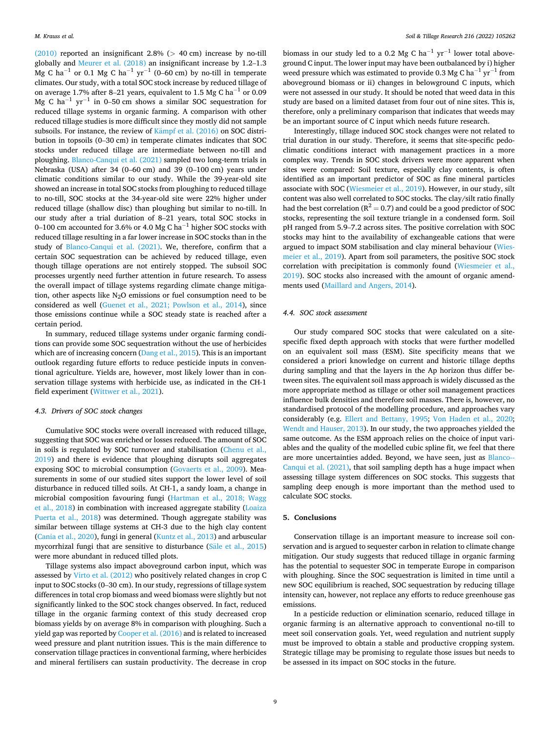(2010) reported an insignificant 2.8% (> 40 cm) increase by no-till globally and Meurer et al. (2018) an insignificant increase by 1.2–1.3 Mg C $ha^{-1}$ or 0.1 Mg C $ha^{-1}$ $yr^{-1}$ (0–60 cm) by no-till in temperate climates. Our study, with a total SOC stock increase by reduced tillage of on average 1.7% after 8–21 years, equivalent to 1.5 Mg C $ha^{-1}$ or 0.09 Mg C $ha^{-1}$ $yr^{-1}$ in 0–50 cm shows a similar SOC sequestration for reduced tillage systems in organic farming. A comparison with other reduced tillage studies is more difficult since they mostly did not sample subsoils. For instance, the review of Kämpf et al. (2016) on SOC distribution in topsoils (0–30 cm) in temperate climates indicates that SOC stocks under reduced tillage are intermediate between no-till and ploughing. Blanco-Canqui et al. (2021) sampled two long-term trials in Nebraska (USA) after 34 (0–60 cm) and 39 (0–100 cm) years under climatic conditions similar to our study. While the 39-year-old site showed an increase in total SOC stocks from ploughing to reduced tillage to no-till, SOC stocks at the 34-year-old site were 22% higher under reduced tillage (shallow disc) than ploughing but similar to no-till. In our study after a trial duration of 8–21 years, total SOC stocks in 0–100 cm accounted for 3.6% or 4.0 Mg C $ha^{-1}$ higher SOC stocks with reduced tillage resulting in a far lower increase in SOC stocks than in the study of Blanco-Canqui et al. (2021). We, therefore, confirm that a certain SOC sequestration can be achieved by reduced tillage, even though tillage operations are not entirely stopped. The subsoil SOC processes urgently need further attention in future research. To assess the overall impact of tillage systems regarding climate change mitigation, other aspects like $N_2O$ emissions or fuel consumption need to be considered as well (Guenet et al., 2021; Powlson et al., 2014), since those emissions continue while a SOC steady state is reached after a certain period.

In summary, reduced tillage systems under organic farming conditions can provide some SOC sequestration without the use of herbicides which are of increasing concern (Dang et al., 2015). This is an important outlook regarding future efforts to reduce pesticide inputs in conventional agriculture. Yields are, however, most likely lower than in conservation tillage systems with herbicide use, as indicated in the CH-1 field experiment (Wittwer et al., 2021).

### 4.3. Drivers of SOC stock changes

Cumulative SOC stocks were overall increased with reduced tillage, suggesting that SOC was enriched or losses reduced. The amount of SOC in soils is regulated by SOC turnover and stabilisation (Chenu et al., 2019) and there is evidence that ploughing disrupts soil aggregates exposing SOC to microbial consumption (Govaerts et al., 2009). Measurements in some of our studied sites support the lower level of soil disturbance in reduced tilled soils. At CH-1, a sandy loam, a change in microbial composition favouring fungi (Hartman et al., 2018; Wagg et al., 2018) in combination with increased aggregate stability (Loaiza Puerta et al., 2018) was determined. Though aggregate stability was similar between tillage systems at CH-3 due to the high clay content (Cania et al., 2020), fungi in general (Kuntz et al., 2013) and arbuscular mycorrhizal fungi that are sensitive to disturbance (Säle et al., 2015) were more abundant in reduced tilled plots.

Tillage systems also impact aboveground carbon input, which was assessed by Virto et al. (2012) who positively related changes in crop C input to SOC stocks (0–30 cm). In our study, regressions of tillage system differences in total crop biomass and weed biomass were slightly but not significantly linked to the SOC stock changes observed. In fact, reduced tillage in the organic farming context of this study decreased crop biomass yields by on average 8% in comparison with ploughing. Such a yield gap was reported by Cooper et al. (2016) and is related to increased weed pressure and plant nutrition issues. This is the main difference to conservation tillage practices in conventional farming, where herbicides and mineral fertilisers can sustain productivity. The decrease in crop biomass in our study led to a 0.2 Mg C $ha^{-1}$ $yr^{-1}$ lower total aboveground C input. The lower input may have been outbalanced by i) higher weed pressure which was estimated to provide 0.3 Mg C $ha^{-1}$ $yr^{-1}$ from aboveground biomass or ii) changes in belowground C inputs, which were not assessed in our study. It should be noted that weed data in this study are based on a limited dataset from four out of nine sites. This is, therefore, only a preliminary comparison that indicates that weeds may be an important source of C input which needs future research.

Interestingly, tillage induced SOC stock changes were not related to trial duration in our study. Therefore, it seems that site-specific pedoclimatic conditions interact with management practices in a more complex way. Trends in SOC stock drivers were more apparent when sites were compared: Soil texture, especially clay contents, is often identified as an important predictor of SOC as fine mineral particles associate with SOC (Wiesmeier et al., 2019). However, in our study, silt content was also well correlated to SOC stocks. The clay/silt ratio finally had the best correlation ($R^2 = 0.7$) and could be a good predictor of SOC stocks, representing the soil texture triangle in a condensed form. Soil pH ranged from 5.9–7.2 across sites. The positive correlation with SOC stocks may hint to the availability of exchangeable cations that were argued to impact SOM stabilisation and clay mineral behaviour (Wiesmeier et al., 2019). Apart from soil parameters, the positive SOC stock correlation with precipitation is commonly found (Wiesmeier et al., 2019). SOC stocks also increased with the amount of organic amendments used (Maillard and Angers, 2014).

### 4.4. SOC stock assessment

Our study compared SOC stocks that were calculated on a site-specific fixed depth approach with stocks that were further modelled on an equivalent soil mass (ESM). Site specificity means that we considered a priori knowledge on current and historic tillage depths during sampling and that the layers in the Ap horizon thus differ between sites. The equivalent soil mass approach is widely discussed as the more appropriate method as tillage or other soil management practices influence bulk densities and therefore soil masses. There is, however, no standardised protocol of the modelling procedure, and approaches vary considerably (e.g. Ellert and Bettany, 1995; Von Haden et al., 2020; Wendt and Hauser, 2013). In our study, the two approaches yielded the same outcome. As the ESM approach relies on the choice of input variables and the quality of the modelled cubic spline fit, we feel that there are more uncertainties added. Beyond, we have seen, just as Blanco-Canqui et al. (2021), that soil sampling depth has a huge impact when assessing tillage system differences on SOC stocks. This suggests that sampling deep enough is more important than the method used to calculate SOC stocks.

## 5. Conclusions

Conservation tillage is an important measure to increase soil conservation and is argued to sequester carbon in relation to climate change mitigation. Our study suggests that reduced tillage in organic farming has the potential to sequester SOC in temperate Europe in comparison with ploughing. Since the SOC sequestration is limited in time until a new SOC equilibrium is reached, SOC sequestration by reducing tillage intensity can, however, not replace any efforts to reduce greenhouse gas emissions.

In a pesticide reduction or elimination scenario, reduced tillage in organic farming is an alternative approach to conventional no-till to meet soil conservation goals. Yet, weed regulation and nutrient supply must be improved to obtain a stable and productive cropping system. Strategic tillage may be promising to regulate those issues but needs to be assessed in its impact on SOC stocks in the future.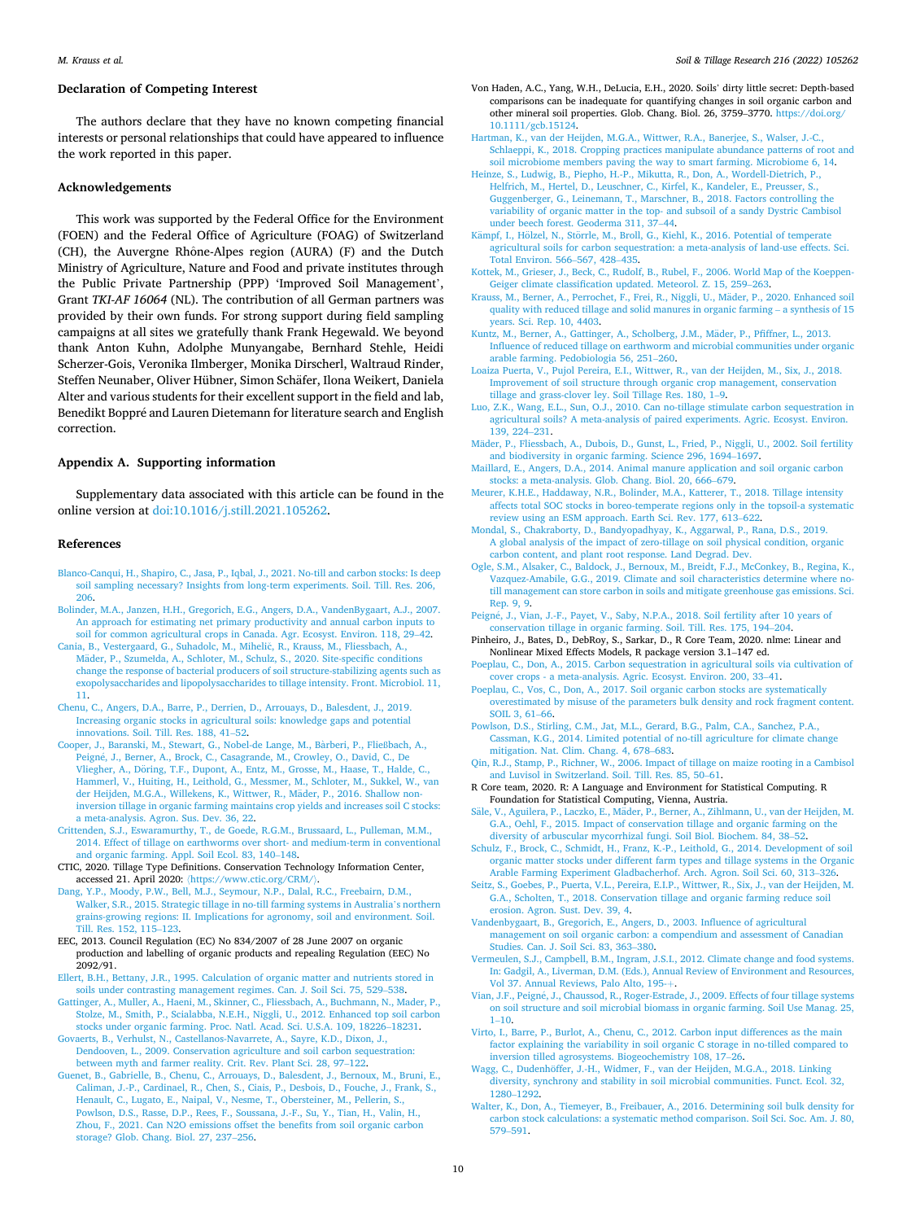## Declaration of Competing Interest

The authors declare that they have no known competing financial interests or personal relationships that could have appeared to influence the work reported in this paper.

## Acknowledgements

This work was supported by the Federal Office for the Environment (FOEN) and the Federal Office of Agriculture (FOAG) of Switzerland (CH), the Auvergne Rhône-Alpes region (AURA) (F) and the Dutch Ministry of Agriculture, Nature and Food and private institutes through the Public Private Partnership (PPP) 'Improved Soil Management', Grant *TKI-AF 16064* (NL). The contribution of all German partners was provided by their own funds. For strong support during field sampling campaigns at all sites we gratefully thank Frank Hegewald. We beyond thank Anton Kuhn, Adolphe Munyangabe, Bernhard Stehle, Heidi Scherzer-Gois, Veronika Ilmberger, Monika Dirscherl, Waltraud Rinder, Steffen Neunaber, Oliver Hübner, Simon Schäfer, Ilona Weikert, Daniela Alter and various students for their excellent support in the field and lab, Benedikt Boppré and Lauren Dietemann for literature search and English correction.

## Appendix A. Supporting information

Supplementary data associated with this article can be found in the online version at doi:10.1016/j.still.2021.105262.

## References

Blanco-Canqui, H., Shapiro, C., Jasa, P., Iqbal, J., 2021. No-till and carbon stocks: Is deep soil sampling necessary? Insights from long-term experiments. Soil. Till. Res. 206, 206.

Bolinder, M.A., Janzen, H.H., Gregorich, E.G., Angers, D.A., VandenBygaart, A.J., 2007. An approach for estimating net primary productivity and annual carbon inputs to soil for common agricultural crops in Canada. Agr. Ecosyst. Environ. 118, 29–42.

Cania, B., Vestergaard, G., Suhadolc, M., Mihelič, R., Krauss, M., Fliessbach, A., Mäder, P., Szumełda, A., Schloter, M., Schulz, S., 2020. Site-specific conditions change the response of bacterial producers of soil structure-stabilizing agents such as exopolysaccharides and lipopolysaccharides to tillage intensity. Front. Microbiol. 11, 11.

Chenu, C., Angers, D.A., Barre, P., Derrien, D., Arrouays, D., Balesdent, J., 2019. Increasing organic stocks in agricultural soils: knowledge gaps and potential innovations. Soil. Till. Res. 188, 41–52.

Cooper, J., Baranski, M., Stewart, G., Nobel-de Lange, M., Bàrberi, P., Fließbach, A., Peigné, J., Berner, A., Brock, C., Casagrande, M., Crowley, O., David, C., De Vliegher, A., Döring, T.F., Dupont, A., Entz, M., Grosse, M., Haase, T., Halde, C., Hammerl, V., Huiting, H., Leithold, G., Messmer, M., Schloter, M., Sukkel, W., van der Heijden, M.G.A., Willekens, K., Wittwer, R., Mäder, P., 2016. Shallow non-inversion tillage in organic farming maintains crop yields and increases soil C stocks: a meta-analysis. Agron. Sus. Dev. 36, 22.

Crittenden, S.J., Eswaramurthy, T., de Goede, R.G.M., Brussaard, L., Pulleman, M.M., 2014. Effect of tillage on earthworms over short- and medium-term in conventional and organic farming. Appl. Soil Ecol. 83, 140–148.

CTIC, 2020. Tillage Type Definitions. Conservation Technology Information Center, accessed 21. April 2020: ⟨https://www.ctic.org/CRM/⟩.

Dang, Y.P., Moody, P.W., Bell, M.J., Seymour, N.P., Dalal, R.C., Freebairn, D.M., Walker, S.R., 2015. Strategic tillage in no-till farming systems in Australia's northern grains-growing regions: II. Implications for agronomy, soil and environment. Soil. Till. Res. 152, 115–123.

EEC, 2013. Council Regulation (EC) No 834/2007 of 28 June 2007 on organic production and labelling of organic products and repealing Regulation (EEC) No 2092/91.

Ellert, B.H., Bettany, J.R., 1995. Calculation of organic matter and nutrients stored in soils under contrasting management regimes. Can. J. Soil Sci. 75, 529–538.

Gattinger, A., Muller, A., Haeni, M., Skinner, C., Fliessbach, A., Buchmann, N., Mader, P., Stolze, M., Smith, P., Scialabba, N.E.H., Niggli, U., 2012. Enhanced top soil carbon stocks under organic farming. Proc. Natl. Acad. Sci. U.S.A. 109, 18226–18231.

Govaerts, B., Verhulst, N., Castellanos-Navarrete, A., Sayre, K.D., Dixon, J., Dendooven, L., 2009. Conservation agriculture and soil carbon sequestration: between myth and farmer reality. Crit. Rev. Plant Sci. 28, 97–122.

Guenet, B., Gabrielle, B., Chenu, C., Arrouays, D., Balesdent, J., Bernoux, M., Bruni, E., Caliman, J.-P., Cardinael, R., Chen, S., Ciais, P., Desbois, D., Fouche, J., Frank, S., Henault, C., Lugato, E., Naipal, V., Nesme, T., Obersteiner, M., Pellerin, S., Powlson, D.S., Rasse, D.P., Rees, F., Soussana, J.-F., Su, Y., Tian, H., Valin, H., Zhou, F., 2021. Can N2O emissions offset the benefits from soil organic carbon storage? Glob. Chang. Biol. 27, 237–256.

Von Haden, A.C., Yang, W.H., DeLucia, E.H., 2020. Soils' dirty little secret: Depth-based comparisons can be inadequate for quantifying changes in soil organic carbon and other mineral soil properties. Glob. Chang. Biol. 26, 3759–3770. https://doi.org/10.1111/gcb.15124.

Hartman, K., van der Heijden, M.G.A., Wittwer, R.A., Banerjee, S., Walser, J.-C., Schlaeppi, K., 2018. Cropping practices manipulate abundance patterns of root and soil microbiome members paving the way to smart farming. Microbiome 6, 14.

Heinze, S., Ludwig, B., Piepho, H.-P., Mikutta, R., Don, A., Wordell-Dietrich, P., Helfrich, M., Hertel, D., Leuschner, C., Kirfel, K., Kandeler, E., Preusser, S., Guggenberger, G., Leinemann, T., Marschner, B., 2018. Factors controlling the variability of organic matter in the top- and subsoil of a sandy Dystric Cambisol under beech forest. Geoderma 311, 37–44.

Kämpf, I., Hölzel, N., Störrle, M., Broll, G., Kiehl, K., 2016. Potential of temperate agricultural soils for carbon sequestration: a meta-analysis of land-use effects. Sci. Total Environ. 566–567, 428–435.

Kottek, M., Grieser, J., Beck, C., Rudolf, B., Rubel, F., 2006. World Map of the Koeppen-Geiger climate classification updated. Meteorol. Z. 15, 259–263.

Krauss, M., Berner, A., Perrochet, F., Frei, R., Niggli, U., Mäder, P., 2020. Enhanced soil quality with reduced tillage and solid manures in organic farming – a synthesis of 15 years. Sci. Rep. 10, 4403.

Kuntz, M., Berner, A., Gattinger, A., Scholberg, J.M., Mäder, P., Pfiffner, L., 2013. Influence of reduced tillage on earthworm and microbial communities under organic arable farming. Pedobiologia 56, 251–260.

Loaiza Puerta, V., Pujol Pereira, E.I., Wittwer, R., van der Heijden, M., Six, J., 2018. Improvement of soil structure through organic crop management, conservation tillage and grass-clover ley. Soil Tillage Res. 180, 1–9.

Luo, Z.K., Wang, E.L., Sun, O.J., 2010. Can no-tillage stimulate carbon sequestration in agricultural soils? A meta-analysis of paired experiments. Agric. Ecosyst. Environ. 139, 224–231.

Mäder, P., Fliessbach, A., Dubois, D., Gunst, L., Fried, P., Niggli, U., 2002. Soil fertility and biodiversity in organic farming. Science 296, 1694–1697.

Maillard, E., Angers, D.A., 2014. Animal manure application and soil organic carbon stocks: a meta-analysis. Glob. Chang. Biol. 20, 666–679.

Meurer, K.H.E., Haddaway, N.R., Bolinder, M.A., Katterer, T., 2018. Tillage intensity affects total SOC stocks in boreo-temperate regions only in the topsoil-a systematic review using an ESM approach. Earth Sci. Rev. 177, 613–622.

Mondal, S., Chakraborty, D., Bandyopadhyay, K., Aggarwal, P., Rana, D.S., 2019. A global analysis of the impact of zero-tillage on soil physical condition, organic carbon content, and plant root response. Land Degrad. Dev.

Ogle, S.M., Alsaker, C., Baldock, J., Bernoux, M., Breidt, F.J., McConkey, B., Regina, K., Vazquez-Amabile, G.G., 2019. Climate and soil characteristics determine where no-till management can store carbon in soils and mitigate greenhouse gas emissions. Sci. Rep. 9, 9.

Peigné, J., Vian, J.-F., Payet, V., Saby, N.P.A., 2018. Soil fertility after 10 years of conservation tillage in organic farming. Soil. Till. Res. 175, 194–204.

Pinheiro, J., Bates, D., DebRoy, S., Sarkar, D., R Core Team, 2020. nlme: Linear and Nonlinear Mixed Effects Models, R package version 3.1–147 ed.

Poeplau, C., Don, A., 2015. Carbon sequestration in agricultural soils via cultivation of cover crops - a meta-analysis. Agric. Ecosyst. Environ. 200, 33–41.

Poeplau, C., Vos, C., Don, A., 2017. Soil organic carbon stocks are systematically overestimated by misuse of the parameters bulk density and rock fragment content. SOIL 3, 61–66.

Powlson, D.S., Stirling, C.M., Jat, M.L., Gerard, B.G., Palm, C.A., Sanchez, P.A., Cassman, K.G., 2014. Limited potential of no-till agriculture for climate change mitigation. Nat. Clim. Chang. 4, 678–683.

Qin, R.J., Stamp, P., Richner, W., 2006. Impact of tillage on maize rooting in a Cambisol and Luvisol in Switzerland. Soil. Till. Res. 85, 50–61.

R Core team, 2020. R: A Language and Environment for Statistical Computing. R Foundation for Statistical Computing, Vienna, Austria.

Säle, V., Aguilera, P., Laczko, E., Mäder, P., Berner, A., Zihlmann, U., van der Heijden, M.G.A., Oehl, F., 2015. Impact of conservation tillage and organic farming on the diversity of arbuscular mycorrhizal fungi. Soil Biol. Biochem. 84, 38–52.

Schulz, F., Brock, C., Schmidt, H., Franz, K.-P., Leithold, G., 2014. Development of soil organic matter stocks under different farm types and tillage systems in the Organic Arable Farming Experiment Gladbacherhof. Arch. Agron. Soil Sci. 60, 313–326.

Seitz, S., Goebes, P., Puerta, V.L., Pereira, E.I.P., Wittwer, R., Six, J., van der Heijden, M.G.A., Scholten, T., 2018. Conservation tillage and organic farming reduce soil erosion. Agron. Sust. Dev. 39, 4.

Vandenbygaart, B., Gregorich, E., Angers, D., 2003. Influence of agricultural management on soil organic carbon: a compendium and assessment of Canadian Studies. Can. J. Soil Sci. 83, 363–380.

Vermeulen, S.J., Campbell, B.M., Ingram, J.S.I., 2012. Climate change and food systems. In: Gadgil, A., Liverman, D.M. (Eds.), Annual Review of Environment and Resources, Vol 37. Annual Reviews, Palo Alto, 195–+.

Vian, J.F., Peigné, J., Chaussod, R., Roger-Estrade, J., 2009. Effects of four tillage systems on soil structure and soil microbial biomass in organic farming. Soil Use Manag. 25, 1–10.

Virto, I., Barre, P., Burlot, A., Chenu, C., 2012. Carbon input differences as the main factor explaining the variability in soil organic C storage in no-tilled compared to inversion tilled agrosystems. Biogeochemistry 108, 17–26.

Wagg, C., Dudenhöffer, J.-H., Widmer, F., van der Heijden, M.G.A., 2018. Linking diversity, synchrony and stability in soil microbial communities. Funct. Ecol. 32, 1280–1292.

Walter, K., Don, A., Tiemeyer, B., Freibauer, A., 2016. Determining soil bulk density for carbon stock calculations: a systematic method comparison. Soil Sci. Soc. Am. J. 80, 579–591.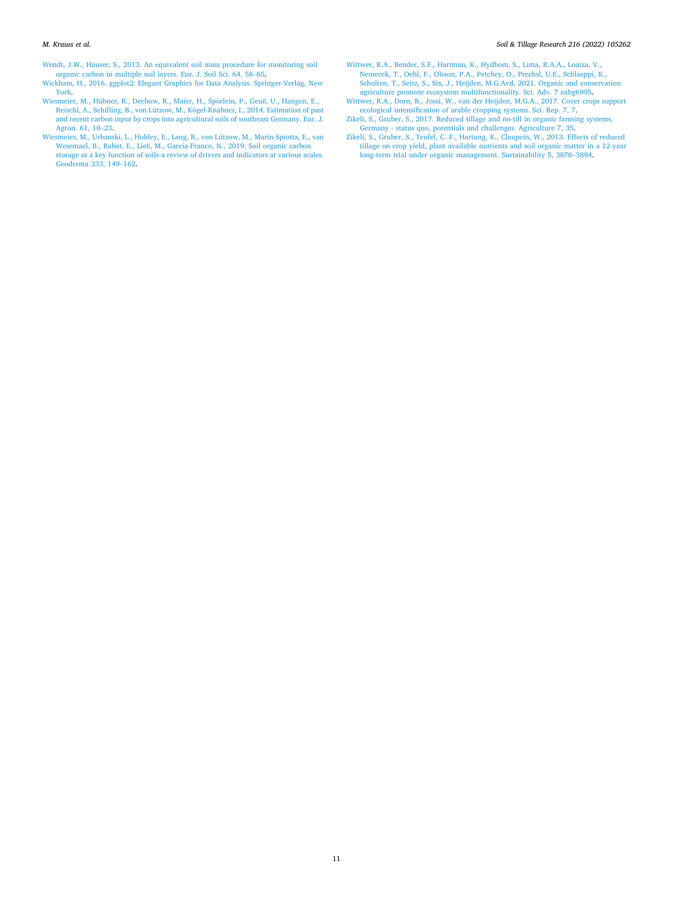Wendt, J.W., Hauser, S., 2013. An equivalent soil mass procedure for monitoring soil organic carbon in multiple soil layers. Eur. J. Soil Sci. 64, 58–65.

Wickham, H., 2016. ggplot2: Elegant Graphics for Data Analysis. Springer-Verlag, New York.

Wiesmeier, M., Hübner, R., Dechow, R., Maier, H., Spörlein, P., Geuß, U., Hangen, E., Reischl, A., Schilling, B., von Lützow, M., Kögel-Knabner, I., 2014. Estimation of past and recent carbon input by crops into agricultural soils of southeast Germany. Eur. J. Agron. 61, 10–23.

Wiesmeier, M., Urbanski, L., Hobley, E., Lang, B., von Lützow, M., Marin-Spiotta, E., van Wesemael, B., Rabot, E., Ließ, M., Garcia-Franco, N., 2019. Soil organic carbon storage as a key function of soils-a review of drivers and indicators at various scales. Geoderma 333, 149–162.

Wittwer, R.A., Bender, S.F., Hartman, K., Hydbom, S., Lima, R.A.A., Loaiza, V., Nemecek, T., Oehl, F., Olsson, P.A., Petchey, O., Prechsl, U.E., Schlaeppi, K., Scholten, T., Seitz, S., Six, J., Heijden, M.G.Avd, 2021. Organic and conservation agriculture promote ecosystem multifunctionality. Sci. Adv. 7 eabg6995.

Wittwer, R.A., Dorn, B., Jossi, W., van der Heijden, M.G.A., 2017. Cover crops support ecological intensification of arable cropping systems. Sci. Rep. 7, 7.

Zikeli, S., Gruber, S., 2017. Reduced tillage and no-till in organic farming systems, Germany - status quo, potentials and challenges. Agriculture 7, 35.

Zikeli, S., Gruber, S., Teufel, C.-F., Hartung, K., Claupein, W., 2013. Effects of reduced tillage on crop yield, plant available nutrients and soil organic matter in a 12-year long-term trial under organic management. Sustainability 5, 3876–3894.